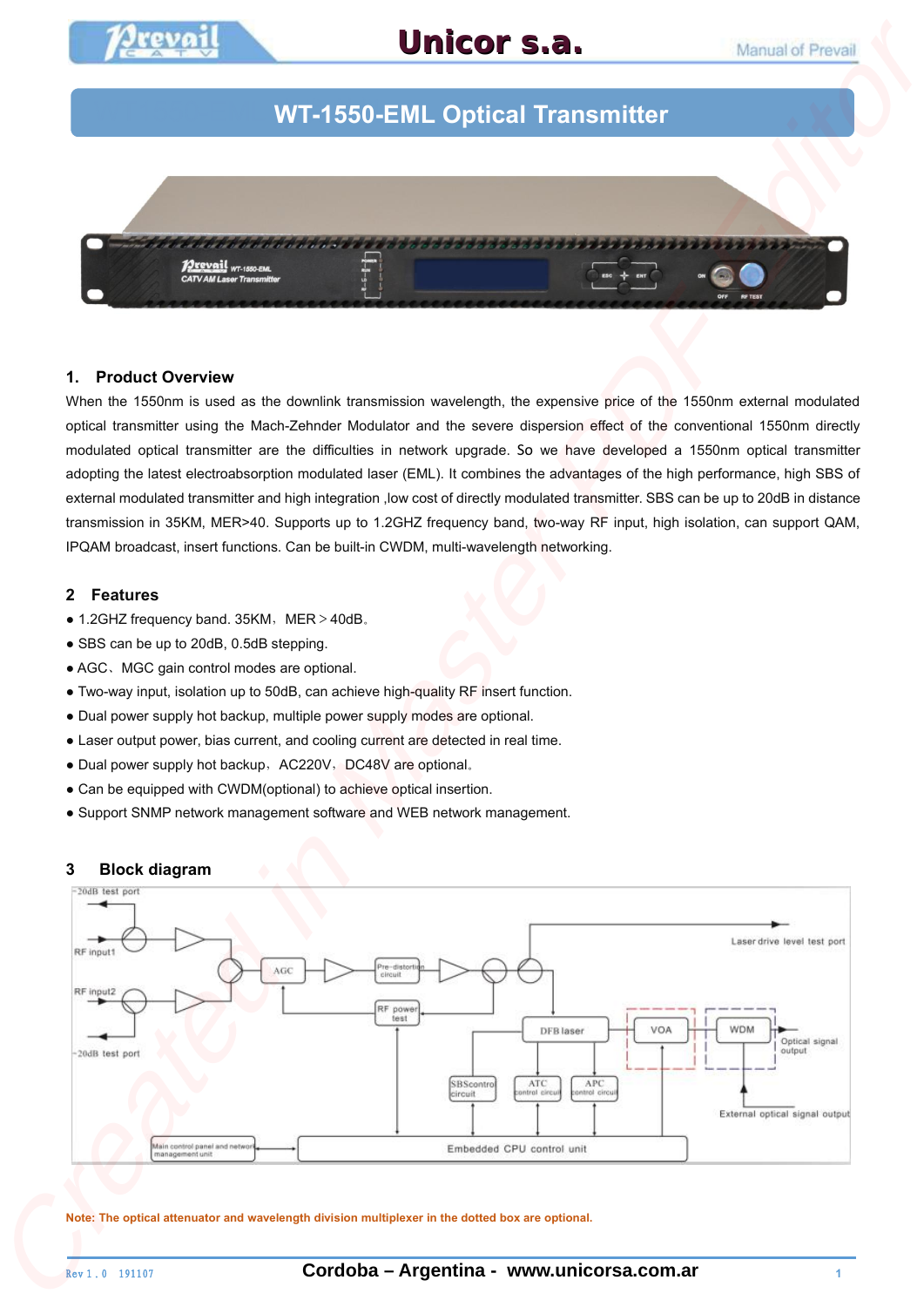# WT-1550-EML Optical Transmitter

## 1. Product Overview

When the 1550nm is used as the downlink transmission wavelength, the expensive price of the 1550nm external modulated optical transmitter using the Mach-Zehnder Modulator and the severe dispersion effect of the conventional 1550nm directly modulated optical transmitter are the difficulties in network upgrade. So we have developed a 1550nm optical transmitter adopting the latest electroabsorption modulated laser (EML). It combines the advantages of the high performance, high SBS of external modulated transmitter and high integration ,low cost of directly modulated transmitter. SBS can be up to 20dB in distance transmission in 35KM, MER>40. Supports up to 1.2GHZ frequency band, two-way RF input, high isolation, can support QAM, IPQAM broadcast, insert functions. Can be built-in CWDM, multi-wavelength networking.

## 2 Features

- 1.2GHZ frequency band. 35KM，MER＞40dB。
- SBS can be up to 20dB, 0.5dB stepping.
- AGC、MGC gain control modes are optional.
- Two-way input, isolation up to 50dB, can achieve high-quality RF insert function.
- Dual power supply hot backup, multiple power supply modes are optional.
- Laser output power, bias current, and cooling current are detected in real time.
- Dual power supply hot backup，AC220V，DC48V are optional。
- Can be equipped with CWDM(optional) to achieve optical insertion.
- Support SNMP network management software and WEB network management.

## 3 Block diagram

**Note: The optical attenuator and wavelength division multiplexer in the dotted box are optional.**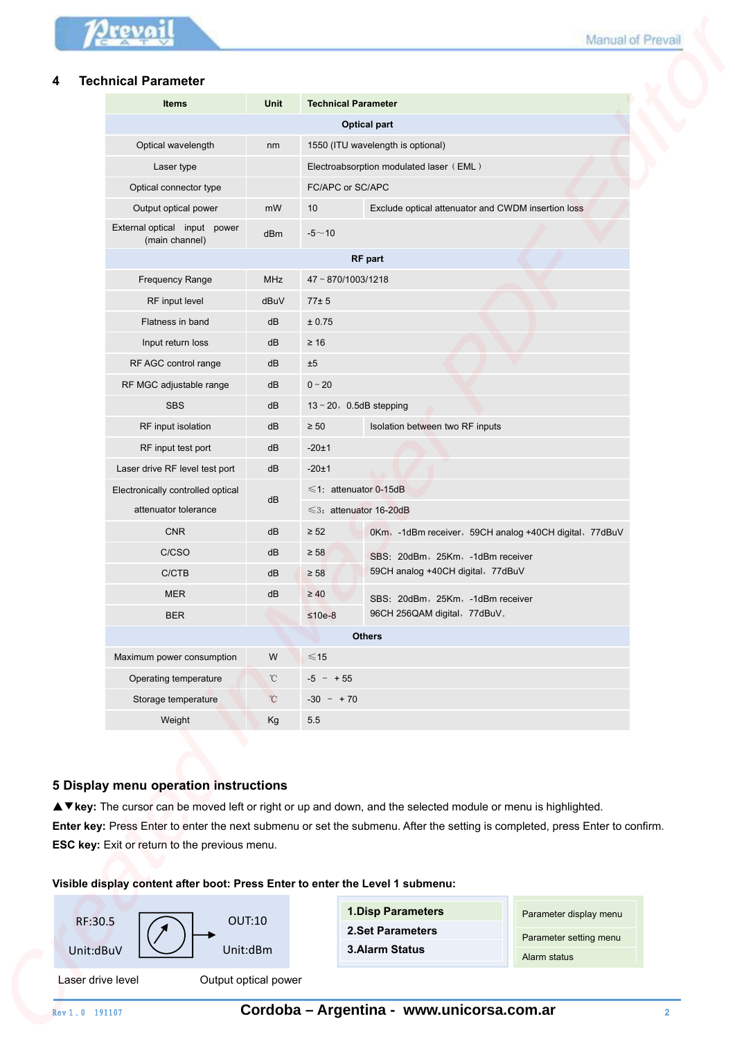## 4 Technical Parameter

| Items | Unit | Technical Parameter | |
|---|---|---|---|
| Optical part | | | |
| Optical wavelength | nm | 1550 (ITU wavelength is optional) | |
| Laser type | | Electroabsorption modulated laser（EML） | |
| Optical connector type | | FC/APC or SC/APC | |
| Output optical power | mW | 10 | Exclude optical attenuator and CWDM insertion loss |
| External optical input power (main channel) | dBm | -5～10 | |
| RF part | | | |
| Frequency Range | MHz | 47 ~ 870/1003/1218 | |
| RF input level | dBuV | 77± 5 | |
| Flatness in band | dB | ± 0.75 | |
| Input return loss | dB | ≥ 16 | |
| RF AGC control range | dB | ±5 | |
| RF MGC adjustable range | dB | 0 ~ 20 | |
| SBS | dB | 13 ~ 20，0.5dB stepping | |
| RF input isolation | dB | ≥ 50 | Isolation between two RF inputs |
| RF input test port | dB | -20±1 | |
| Laser drive RF level test port | dB | -20±1 | |
| Electronically controlled optical attenuator tolerance | dB | ≤1：attenuator 0-15dB | |
| | | ≤3：attenuator 16-20dB | |
| CNR | dB | ≥ 52 | 0Km，-1dBm receiver，59CH analog +40CH digital，77dBuV |
| C/CSO | dB | ≥ 58 | SBS：20dBm，25Km，-1dBm receiver 59CH analog +40CH digital，77dBuV |
| C/CTB | dB | ≥ 58 | |
| MER | dB | ≥ 40 | SBS：20dBm，25Km，-1dBm receiver 96CH 256QAM digital，77dBuV， |
| BER | | ≤10e-8 | |
| Others | | | |
| Maximum power consumption | W | ≤15 | |
| Operating temperature | ℃ | -5 ～ + 55 | |
| Storage temperature | ℃ | -30 ～ + 70 | |
| Weight | Kg | 5.5 | |

## 5 Display menu operation instructions

**▲▼key:** The cursor can be moved left or right or up and down, and the selected module or menu is highlighted.

**Enter key:** Press Enter to enter the next submenu or set the submenu. After the setting is completed, press Enter to confirm.

**ESC key:** Exit or return to the previous menu.

**Visible display content after boot: Press Enter to enter the Level 1 submenu:**

RF:30.5 Unit:dBuV | OUT:10 Unit:dBm

Laser drive level | Output optical power

| Menu | Description |
|---|---|
| **1.Disp Parameters** | Parameter display menu |
| **2.Set Parameters** | Parameter setting menu |
| **3.Alarm Status** | Alarm status |

**Cordoba – Argentina - www.unicorsa.com.ar**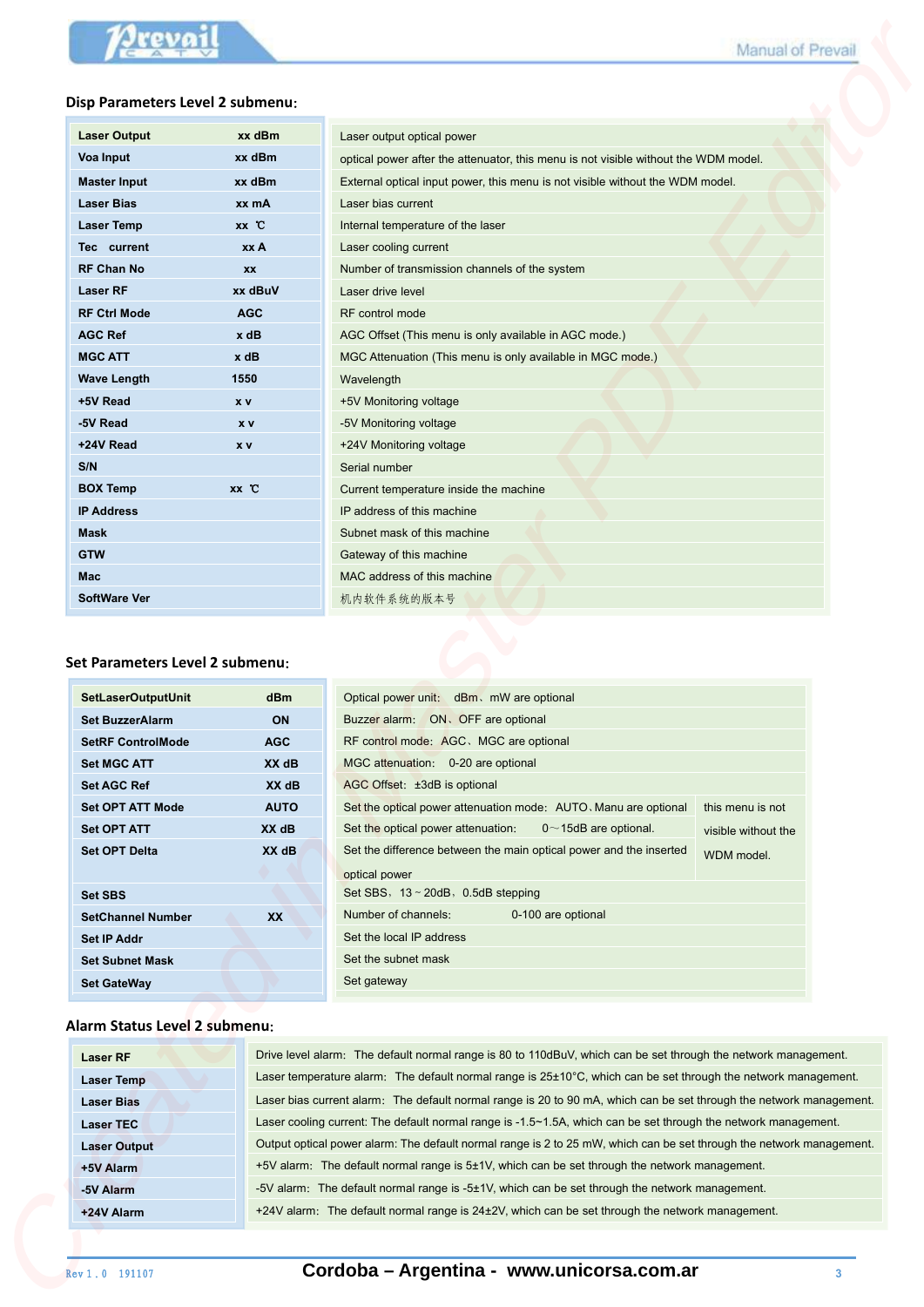## Disp Parameters Level 2 submenu:

| Parameter | Value | Description |
|---|---|---|
| Laser Output | xx dBm | Laser output optical power |
| Voa Input | xx dBm | optical power after the attenuator, this menu is not visible without the WDM model. |
| Master Input | xx dBm | External optical input power, this menu is not visible without the WDM model. |
| Laser Bias | xx mA | Laser bias current |
| Laser Temp | xx ℃ | Internal temperature of the laser |
| Tec current | xx A | Laser cooling current |
| RF Chan No | xx | Number of transmission channels of the system |
| Laser RF | xx dBuV | Laser drive level |
| RF Ctrl Mode | AGC | RF control mode |
| AGC Ref | x dB | AGC Offset (This menu is only available in AGC mode.) |
| MGC ATT | x dB | MGC Attenuation (This menu is only available in MGC mode.) |
| Wave Length | 1550 | Wavelength |
| +5V Read | x v | +5V Monitoring voltage |
| -5V Read | x v | -5V Monitoring voltage |
| +24V Read | x v | +24V Monitoring voltage |
| S/N | | Serial number |
| BOX Temp | xx ℃ | Current temperature inside the machine |
| IP Address | | IP address of this machine |
| Mask | | Subnet mask of this machine |
| GTW | | Gateway of this machine |
| Mac | | MAC address of this machine |
| SoftWare Ver | | 机内软件系统的版本号 |

## Set Parameters Level 2 submenu:

| Parameter | Value | Description | Note |
|---|---|---|---|
| SetLaserOutputUnit | dBm | Optical power unit: dBm、mW are optional | |
| Set BuzzerAlarm | ON | Buzzer alarm: ON、OFF are optional | |
| SetRF ControlMode | AGC | RF control mode: AGC、MGC are optional | |
| Set MGC ATT | XX dB | MGC attenuation: 0-20 are optional | |
| Set AGC Ref | XX dB | AGC Offset: ±3dB is optional | |
| Set OPT ATT Mode | AUTO | Set the optical power attenuation mode: AUTO、Manu are optional | this menu is not visible without the WDM model. |
| Set OPT ATT | XX dB | Set the optical power attenuation: 0～15dB are optional. | |
| Set OPT Delta | XX dB | Set the difference between the main optical power and the inserted optical power | |
| Set SBS | | Set SBS，13 ~ 20dB，0.5dB stepping | |
| SetChannel Number | XX | Number of channels: 0-100 are optional | |
| Set IP Addr | | Set the local IP address | |
| Set Subnet Mask | | Set the subnet mask | |
| Set GateWay | | Set gateway | |

## Alarm Status Level 2 submenu:

| Alarm | Description |
|---|---|
| Laser RF | Drive level alarm: The default normal range is 80 to 110dBuV, which can be set through the network management. |
| Laser Temp | Laser temperature alarm: The default normal range is 25±10°C, which can be set through the network management. |
| Laser Bias | Laser bias current alarm: The default normal range is 20 to 90 mA, which can be set through the network management. |
| Laser TEC | Laser cooling current: The default normal range is -1.5~1.5A, which can be set through the network management. |
| Laser Output | Output optical power alarm: The default normal range is 2 to 25 mW, which can be set through the network management. |
| +5V Alarm | +5V alarm: The default normal range is 5±1V, which can be set through the network management. |
| -5V Alarm | -5V alarm: The default normal range is -5±1V, which can be set through the network management. |
| +24V Alarm | +24V alarm: The default normal range is 24±2V, which can be set through the network management. |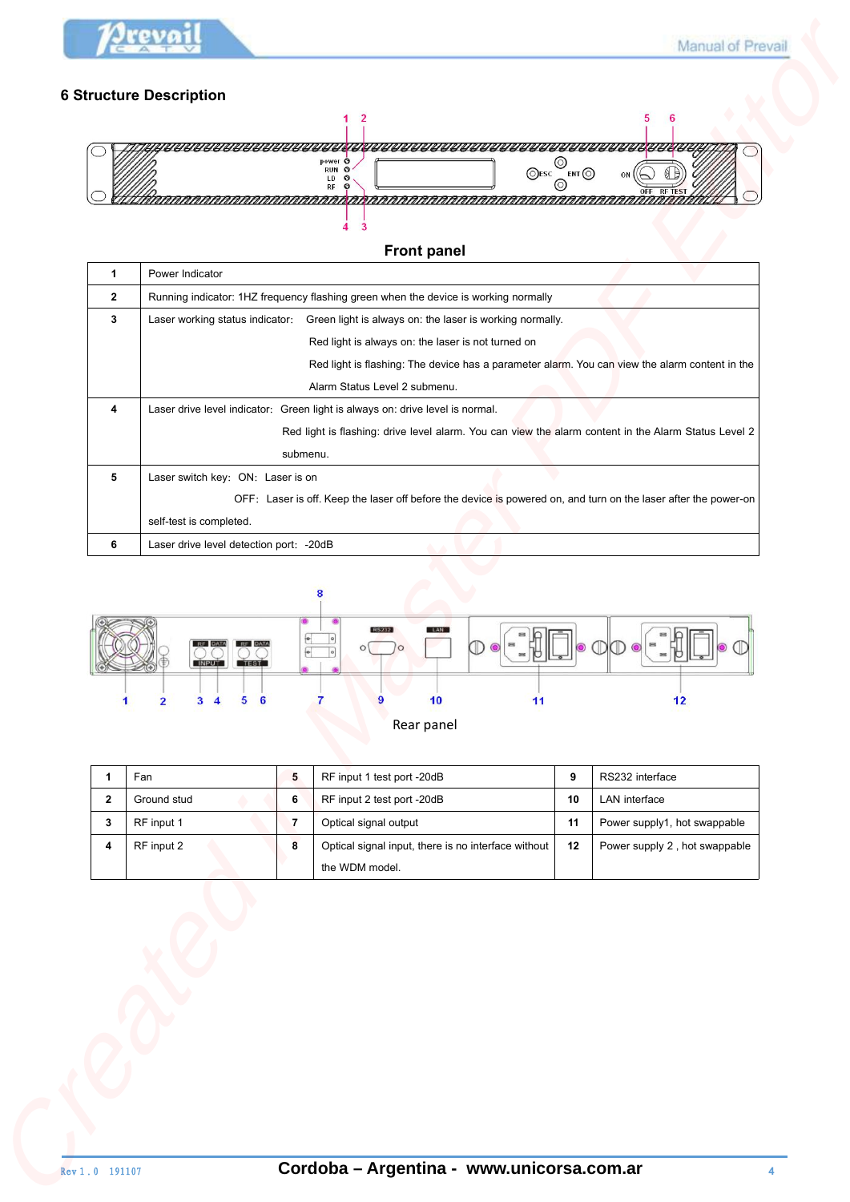## 6 Structure Description

**Front panel**

| | |
|---|---|
| **1** | Power Indicator |
| **2** | Running indicator: 1HZ frequency flashing green when the device is working normally |
| **3** | Laser working status indicator: Green light is always on: the laser is working normally.<br>Red light is always on: the laser is not turned on<br>Red light is flashing: The device has a parameter alarm. You can view the alarm content in the Alarm Status Level 2 submenu. |
| **4** | Laser drive level indicator: Green light is always on: drive level is normal.<br>Red light is flashing: drive level alarm. You can view the alarm content in the Alarm Status Level 2 submenu. |
| **5** | Laser switch key: ON: Laser is on<br>OFF: Laser is off. Keep the laser off before the device is powered on, and turn on the laser after the power-on self-test is completed. |
| **6** | Laser drive level detection port: -20dB |

Rear panel

| | | | | | |
|---|---|---|---|---|---|
| **1** | Fan | **5** | RF input 1 test port -20dB | **9** | RS232 interface |
| **2** | Ground stud | **6** | RF input 2 test port -20dB | **10** | LAN interface |
| **3** | RF input 1 | **7** | Optical signal output | **11** | Power supply1, hot swappable |
| **4** | RF input 2 | **8** | Optical signal input, there is no interface without the WDM model. | **12** | Power supply 2 , hot swappable |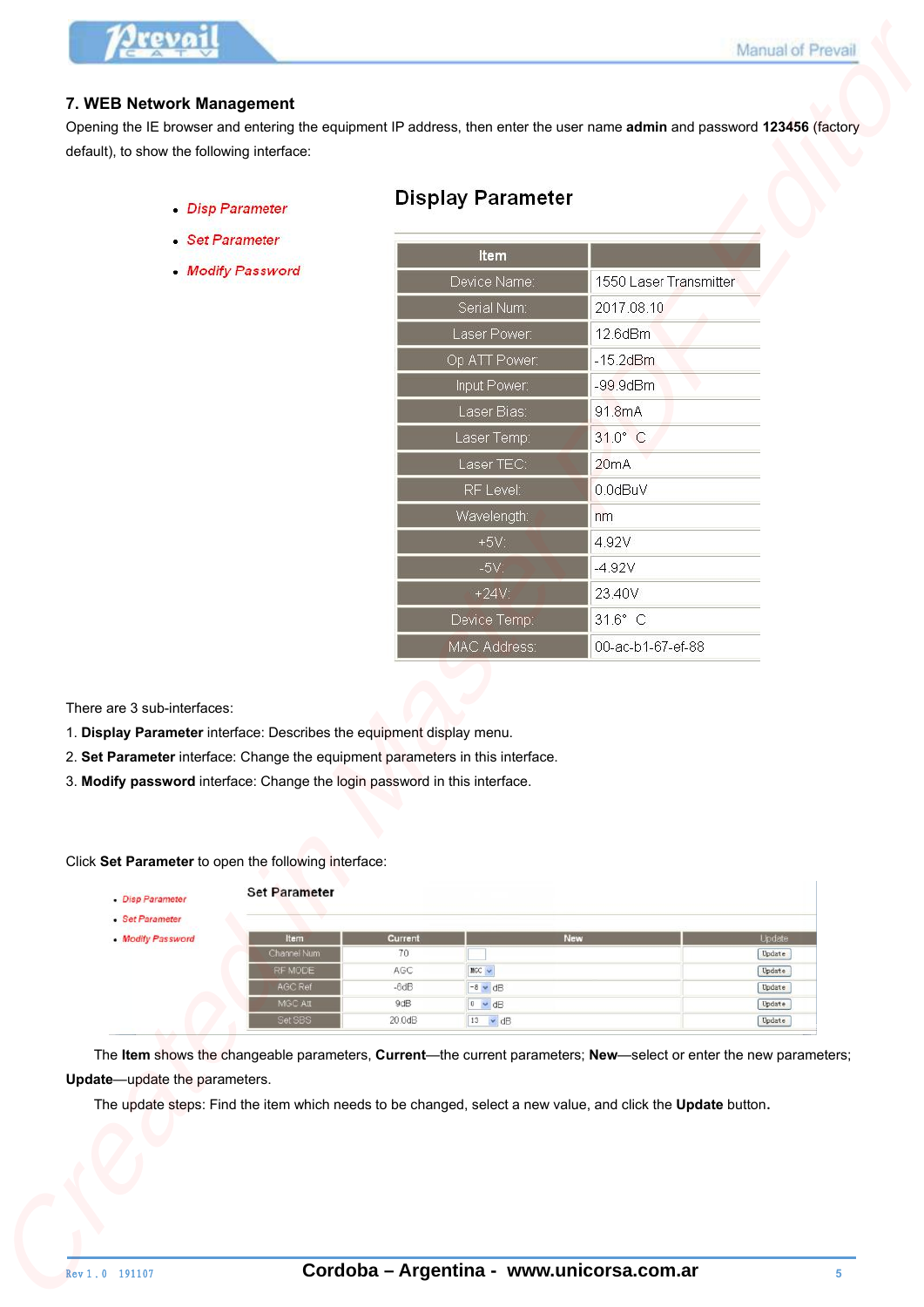## 7. WEB Network Management

Opening the IE browser and entering the equipment IP address, then enter the user name **admin** and password **123456** (factory default), to show the following interface:

- *Disp Parameter*
- *Set Parameter*
- *Modify Password*

### Display Parameter

| Item | |
|---|---|
| Device Name: | 1550 Laser Transmitter |
| Serial Num: | 2017.08.10 |
| Laser Power: | 12.6dBm |
| Op ATT Power: | -15.2dBm |
| Input Power: | -99.9dBm |
| Laser Bias: | 91.8mA |
| Laser Temp: | 31.0° C |
| Laser TEC: | 20mA |
| RF Level: | 0.0dBuV |
| Wavelength: | nm |
| +5V: | 4.92V |
| -5V: | -4.92V |
| +24V: | 23.40V |
| Device Temp: | 31.6° C |
| MAC Address: | 00-ac-b1-67-ef-88 |

There are 3 sub-interfaces:

1. **Display Parameter** interface: Describes the equipment display menu.
2. **Set Parameter** interface: Change the equipment parameters in this interface.
3. **Modify password** interface: Change the login password in this interface.

Click **Set Parameter** to open the following interface:

- *Disp Parameter*
- *Set Parameter*
- *Modify Password*

**Set Parameter**

| Item | Current | New | Update |
|---|---|---|---|
| Channel Num | 70 | | Update |
| RF MODE | AGC | MGC | Update |
| AGC Ref | -6dB | -8 dB | Update |
| MGC Att | 9dB | 0 dB | Update |
| Set SBS | 20.0dB | 13 dB | Update |

The **Item** shows the changeable parameters, **Current**—the current parameters; **New**—select or enter the new parameters; **Update**—update the parameters.

The update steps: Find the item which needs to be changed, select a new value, and click the **Update** button**.**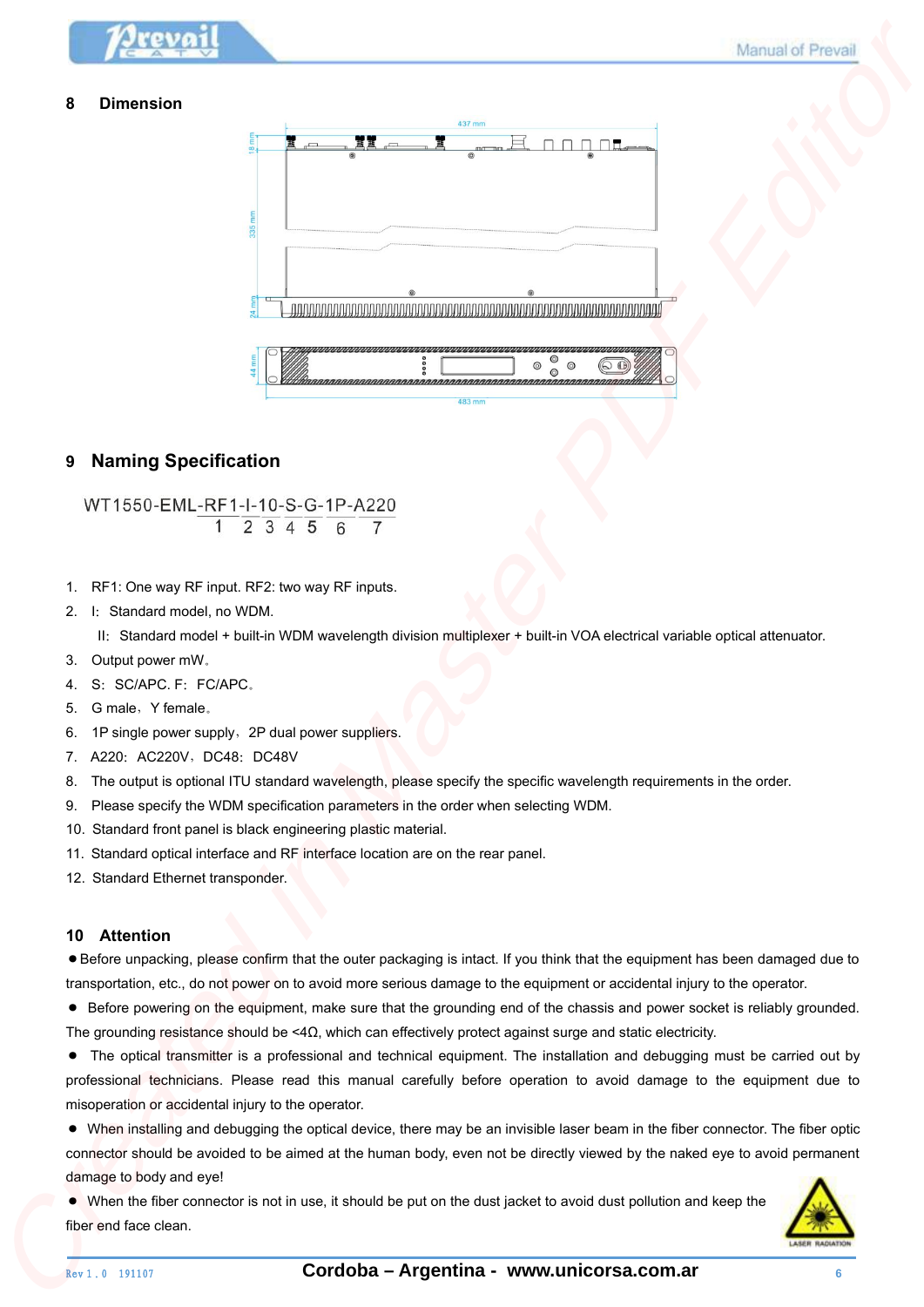## 8 Dimension

437 mm
18 mm
335 mm
24 mm
44 mm
483 mm

## 9 Naming Specification

WT1550-EML-RF1-I-10-S-G-1P-A220
1 2 3 4 5 6 7

1. RF1: One way RF input. RF2: two way RF inputs.
2. I: Standard model, no WDM.
   II: Standard model + built-in WDM wavelength division multiplexer + built-in VOA electrical variable optical attenuator.
3. Output power mW。
4. S: SC/APC. F: FC/APC。
5. G male，Y female。
6. 1P single power supply，2P dual power suppliers.
7. A220: AC220V，DC48: DC48V
8. The output is optional ITU standard wavelength, please specify the specific wavelength requirements in the order.
9. Please specify the WDM specification parameters in the order when selecting WDM.
10. Standard front panel is black engineering plastic material.
11. Standard optical interface and RF interface location are on the rear panel.
12. Standard Ethernet transponder.

## 10 Attention

● Before unpacking, please confirm that the outer packaging is intact. If you think that the equipment has been damaged due to transportation, etc., do not power on to avoid more serious damage to the equipment or accidental injury to the operator.

● Before powering on the equipment, make sure that the grounding end of the chassis and power socket is reliably grounded. The grounding resistance should be <4Ω, which can effectively protect against surge and static electricity.

● The optical transmitter is a professional and technical equipment. The installation and debugging must be carried out by professional technicians. Please read this manual carefully before operation to avoid damage to the equipment due to misoperation or accidental injury to the operator.

● When installing and debugging the optical device, there may be an invisible laser beam in the fiber connector. The fiber optic connector should be avoided to be aimed at the human body, even not be directly viewed by the naked eye to avoid permanent damage to body and eye!

● When the fiber connector is not in use, it should be put on the dust jacket to avoid dust pollution and keep the fiber end face clean.

LASER RADIATION

Cordoba – Argentina - www.unicorsa.com.ar